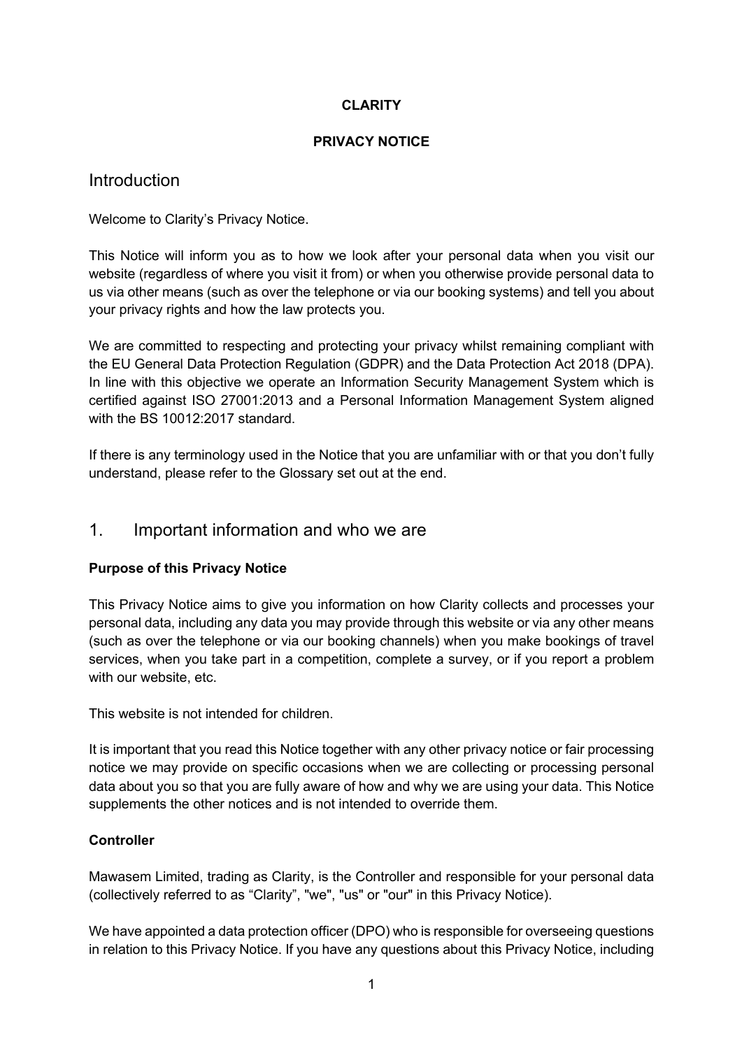**CLARITY**

**PRIVACY NOTICE**

# Introduction

Welcome to Clarity's Privacy Notice.

This Notice will inform you as to how we look after your personal data when you visit our website (regardless of where you visit it from) or when you otherwise provide personal data to us via other means (such as over the telephone or via our booking systems) and tell you about your privacy rights and how the law protects you.

We are committed to respecting and protecting your privacy whilst remaining compliant with the EU General Data Protection Regulation (GDPR) and the Data Protection Act 2018 (DPA). In line with this objective we operate an Information Security Management System which is certified against ISO 27001:2013 and a Personal Information Management System aligned with the BS 10012:2017 standard.

If there is any terminology used in the Notice that you are unfamiliar with or that you don't fully understand, please refer to the Glossary set out at the end.

# 1. Important information and who we are

**Purpose of this Privacy Notice**

This Privacy Notice aims to give you information on how Clarity collects and processes your personal data, including any data you may provide through this website or via any other means (such as over the telephone or via our booking channels) when you make bookings of travel services, when you take part in a competition, complete a survey, or if you report a problem with our website, etc.

This website is not intended for children.

It is important that you read this Notice together with any other privacy notice or fair processing notice we may provide on specific occasions when we are collecting or processing personal data about you so that you are fully aware of how and why we are using your data. This Notice supplements the other notices and is not intended to override them.

**Controller**

Mawasem Limited, trading as Clarity, is the Controller and responsible for your personal data (collectively referred to as "Clarity", "we", "us" or "our" in this Privacy Notice).

We have appointed a data protection officer (DPO) who is responsible for overseeing questions in relation to this Privacy Notice. If you have any questions about this Privacy Notice, including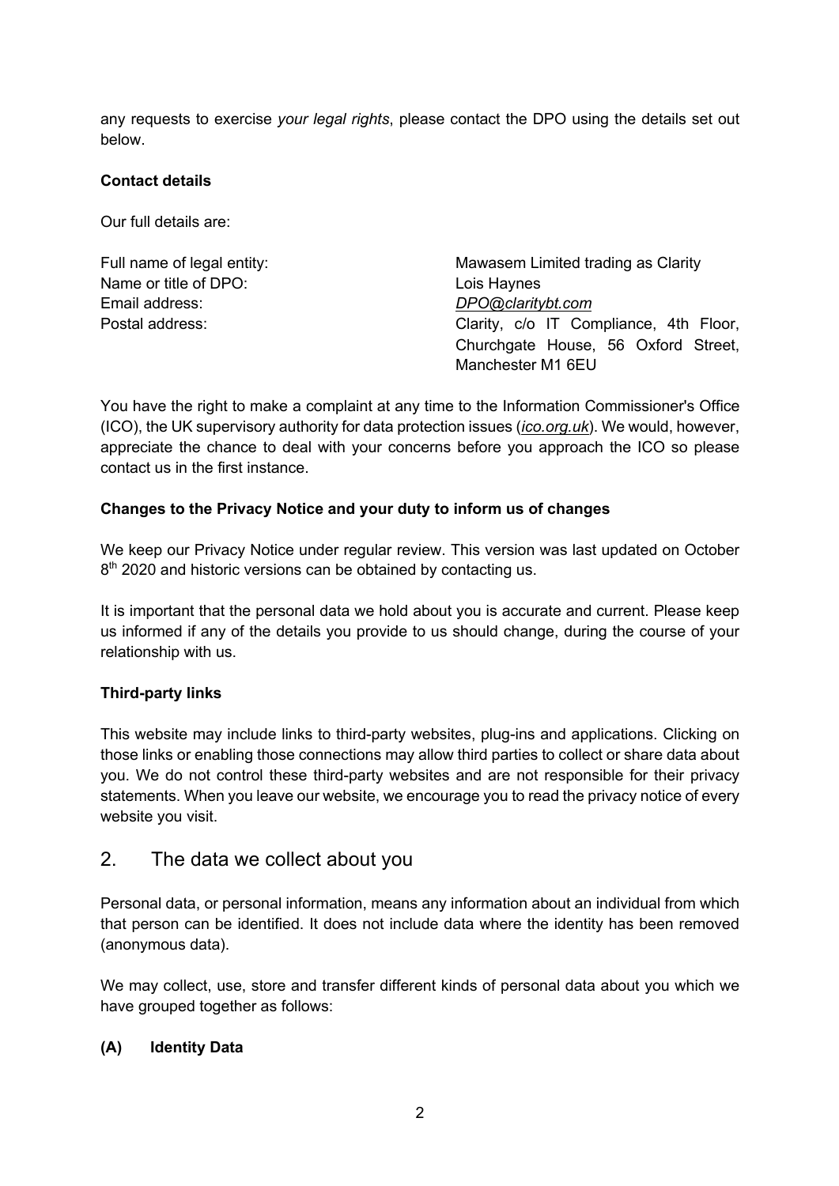any requests to exercise *your legal rights*, please contact the DPO using the details set out below.

**Contact details**

Our full details are:

| | |
|---|---|
| Full name of legal entity: | Mawasem Limited trading as Clarity |
| Name or title of DPO: | Lois Haynes |
| Email address: | *DPO@claritybt.com* |
| Postal address: | Clarity, c/o IT Compliance, 4th Floor, Churchgate House, 56 Oxford Street, Manchester M1 6EU |

You have the right to make a complaint at any time to the Information Commissioner's Office (ICO), the UK supervisory authority for data protection issues (*ico.org.uk*). We would, however, appreciate the chance to deal with your concerns before you approach the ICO so please contact us in the first instance.

**Changes to the Privacy Notice and your duty to inform us of changes**

We keep our Privacy Notice under regular review. This version was last updated on October 8th 2020 and historic versions can be obtained by contacting us.

It is important that the personal data we hold about you is accurate and current. Please keep us informed if any of the details you provide to us should change, during the course of your relationship with us.

**Third-party links**

This website may include links to third-party websites, plug-ins and applications. Clicking on those links or enabling those connections may allow third parties to collect or share data about you. We do not control these third-party websites and are not responsible for their privacy statements. When you leave our website, we encourage you to read the privacy notice of every website you visit.

## 2. The data we collect about you

Personal data, or personal information, means any information about an individual from which that person can be identified. It does not include data where the identity has been removed (anonymous data).

We may collect, use, store and transfer different kinds of personal data about you which we have grouped together as follows:

**(A) Identity Data**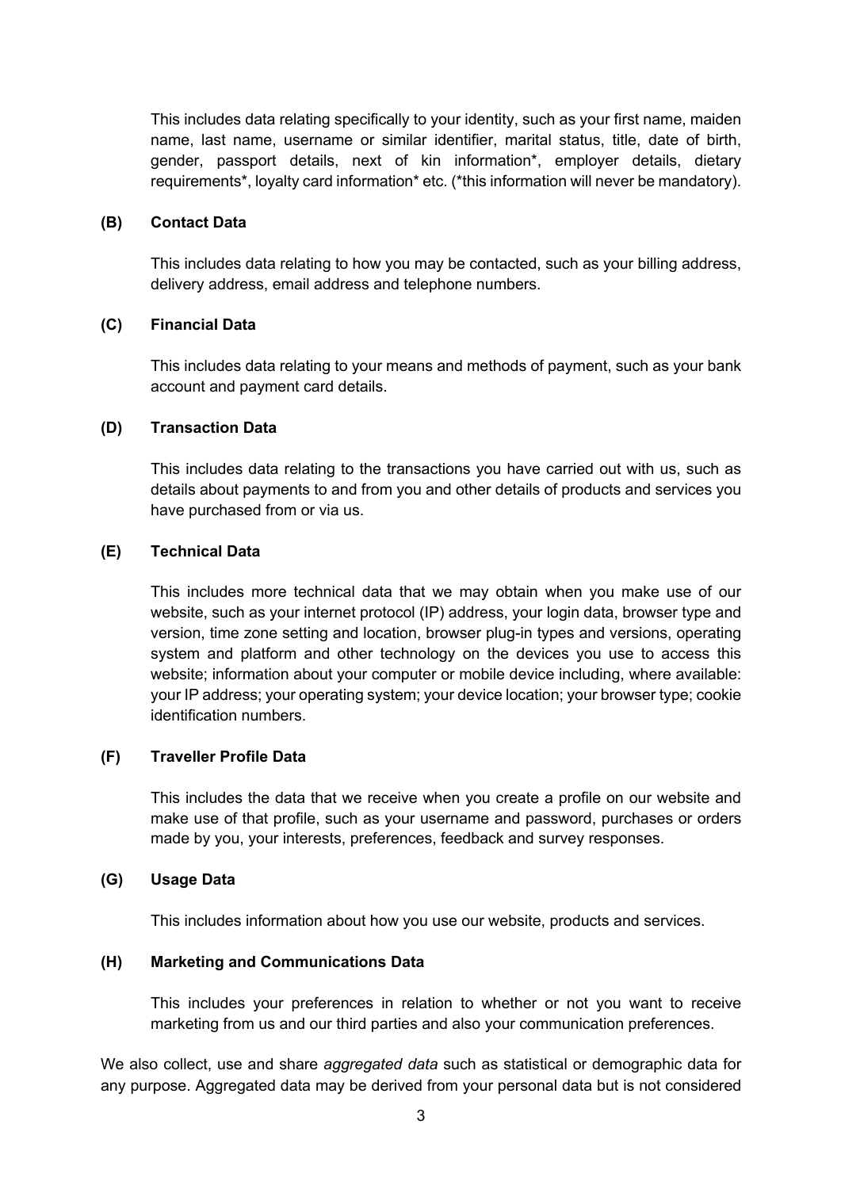This includes data relating specifically to your identity, such as your first name, maiden name, last name, username or similar identifier, marital status, title, date of birth, gender, passport details, next of kin information*, employer details, dietary requirements*, loyalty card information* etc. (*this information will never be mandatory).

**(B) Contact Data**

This includes data relating to how you may be contacted, such as your billing address, delivery address, email address and telephone numbers.

**(C) Financial Data**

This includes data relating to your means and methods of payment, such as your bank account and payment card details.

**(D) Transaction Data**

This includes data relating to the transactions you have carried out with us, such as details about payments to and from you and other details of products and services you have purchased from or via us.

**(E) Technical Data**

This includes more technical data that we may obtain when you make use of our website, such as your internet protocol (IP) address, your login data, browser type and version, time zone setting and location, browser plug-in types and versions, operating system and platform and other technology on the devices you use to access this website; information about your computer or mobile device including, where available: your IP address; your operating system; your device location; your browser type; cookie identification numbers.

**(F) Traveller Profile Data**

This includes the data that we receive when you create a profile on our website and make use of that profile, such as your username and password, purchases or orders made by you, your interests, preferences, feedback and survey responses.

**(G) Usage Data**

This includes information about how you use our website, products and services.

**(H) Marketing and Communications Data**

This includes your preferences in relation to whether or not you want to receive marketing from us and our third parties and also your communication preferences.

We also collect, use and share *aggregated data* such as statistical or demographic data for any purpose. Aggregated data may be derived from your personal data but is not considered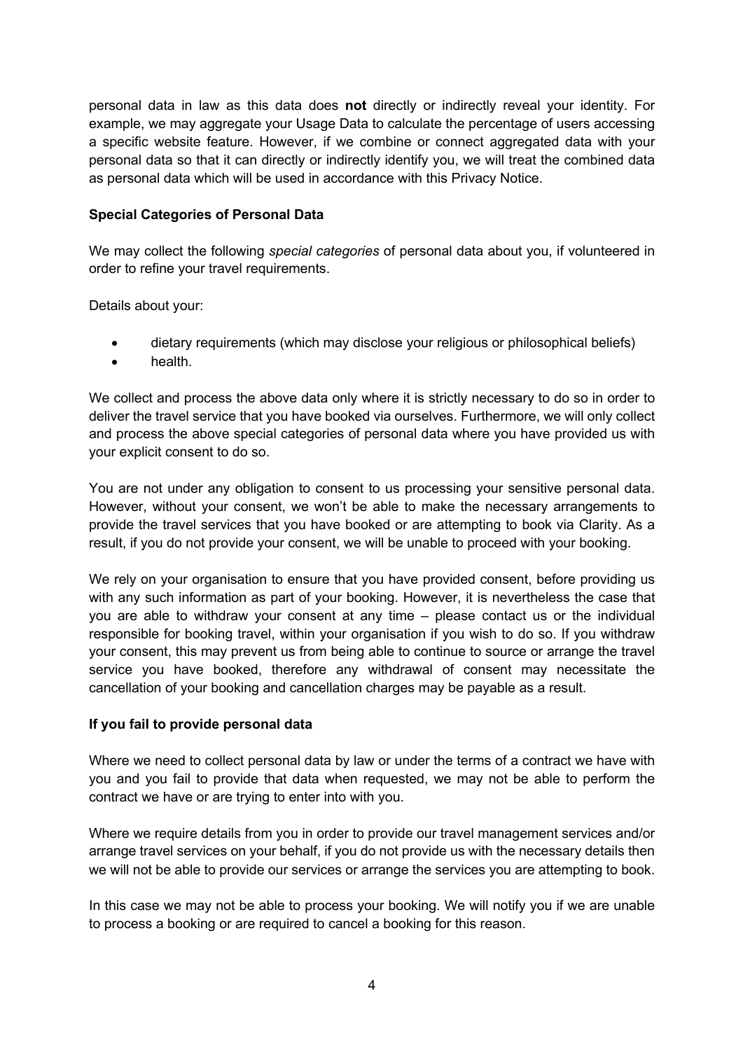personal data in law as this data does **not** directly or indirectly reveal your identity. For example, we may aggregate your Usage Data to calculate the percentage of users accessing a specific website feature. However, if we combine or connect aggregated data with your personal data so that it can directly or indirectly identify you, we will treat the combined data as personal data which will be used in accordance with this Privacy Notice.

**Special Categories of Personal Data**

We may collect the following *special categories* of personal data about you, if volunteered in order to refine your travel requirements.

Details about your:

- dietary requirements (which may disclose your religious or philosophical beliefs)
- health.

We collect and process the above data only where it is strictly necessary to do so in order to deliver the travel service that you have booked via ourselves. Furthermore, we will only collect and process the above special categories of personal data where you have provided us with your explicit consent to do so.

You are not under any obligation to consent to us processing your sensitive personal data. However, without your consent, we won't be able to make the necessary arrangements to provide the travel services that you have booked or are attempting to book via Clarity. As a result, if you do not provide your consent, we will be unable to proceed with your booking.

We rely on your organisation to ensure that you have provided consent, before providing us with any such information as part of your booking. However, it is nevertheless the case that you are able to withdraw your consent at any time – please contact us or the individual responsible for booking travel, within your organisation if you wish to do so. If you withdraw your consent, this may prevent us from being able to continue to source or arrange the travel service you have booked, therefore any withdrawal of consent may necessitate the cancellation of your booking and cancellation charges may be payable as a result.

**If you fail to provide personal data**

Where we need to collect personal data by law or under the terms of a contract we have with you and you fail to provide that data when requested, we may not be able to perform the contract we have or are trying to enter into with you.

Where we require details from you in order to provide our travel management services and/or arrange travel services on your behalf, if you do not provide us with the necessary details then we will not be able to provide our services or arrange the services you are attempting to book.

In this case we may not be able to process your booking. We will notify you if we are unable to process a booking or are required to cancel a booking for this reason.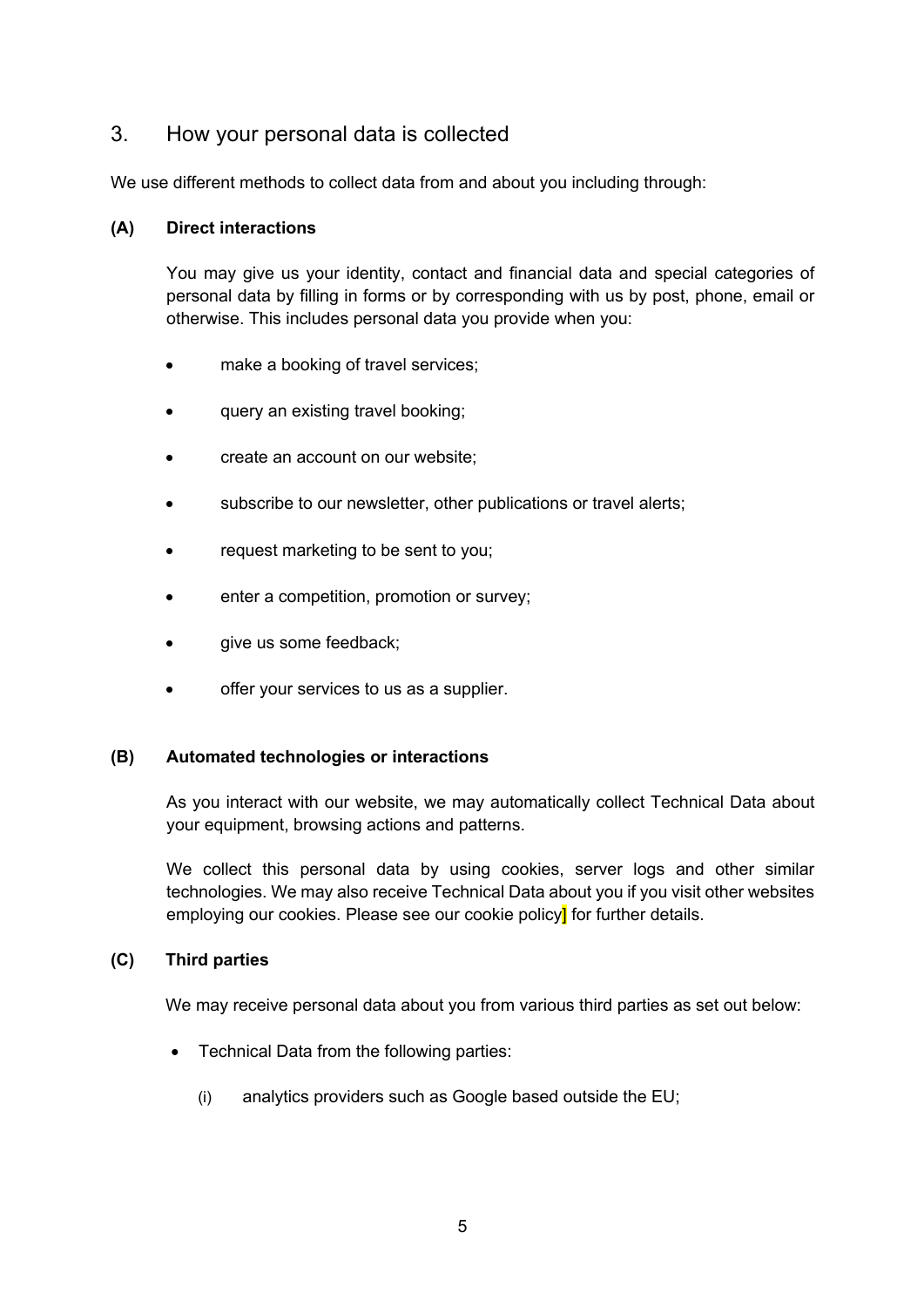## 3. How your personal data is collected

We use different methods to collect data from and about you including through:

### (A) Direct interactions

You may give us your identity, contact and financial data and special categories of personal data by filling in forms or by corresponding with us by post, phone, email or otherwise. This includes personal data you provide when you:

- make a booking of travel services;
- query an existing travel booking;
- create an account on our website;
- subscribe to our newsletter, other publications or travel alerts;
- request marketing to be sent to you;
- enter a competition, promotion or survey;
- give us some feedback;
- offer your services to us as a supplier.

### (B) Automated technologies or interactions

As you interact with our website, we may automatically collect Technical Data about your equipment, browsing actions and patterns.

We collect this personal data by using cookies, server logs and other similar technologies. We may also receive Technical Data about you if you visit other websites employing our cookies. Please see our cookie policy] for further details.

### (C) Third parties

We may receive personal data about you from various third parties as set out below:

- Technical Data from the following parties:
  - (i) analytics providers such as Google based outside the EU;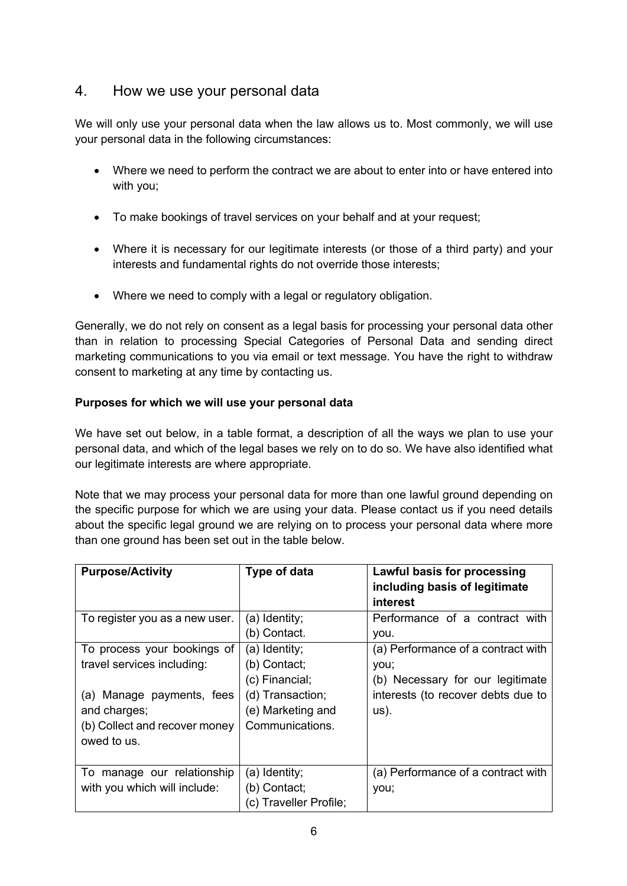## 4. How we use your personal data

We will only use your personal data when the law allows us to. Most commonly, we will use your personal data in the following circumstances:

- Where we need to perform the contract we are about to enter into or have entered into with you;
- To make bookings of travel services on your behalf and at your request;
- Where it is necessary for our legitimate interests (or those of a third party) and your interests and fundamental rights do not override those interests;
- Where we need to comply with a legal or regulatory obligation.

Generally, we do not rely on consent as a legal basis for processing your personal data other than in relation to processing Special Categories of Personal Data and sending direct marketing communications to you via email or text message. You have the right to withdraw consent to marketing at any time by contacting us.

**Purposes for which we will use your personal data**

We have set out below, in a table format, a description of all the ways we plan to use your personal data, and which of the legal bases we rely on to do so. We have also identified what our legitimate interests are where appropriate.

Note that we may process your personal data for more than one lawful ground depending on the specific purpose for which we are using your data. Please contact us if you need details about the specific legal ground we are relying on to process your personal data where more than one ground has been set out in the table below.

| Purpose/Activity | Type of data | Lawful basis for processing including basis of legitimate interest |
|---|---|---|
| To register you as a new user. | (a) Identity;<br>(b) Contact. | Performance of a contract with you. |
| To process your bookings of travel services including:<br><br>(a) Manage payments, fees and charges;<br>(b) Collect and recover money owed to us. | (a) Identity;<br>(b) Contact;<br>(c) Financial;<br>(d) Transaction;<br>(e) Marketing and Communications. | (a) Performance of a contract with you;<br>(b) Necessary for our legitimate interests (to recover debts due to us). |
| To manage our relationship with you which will include: | (a) Identity;<br>(b) Contact;<br>(c) Traveller Profile; | (a) Performance of a contract with you; |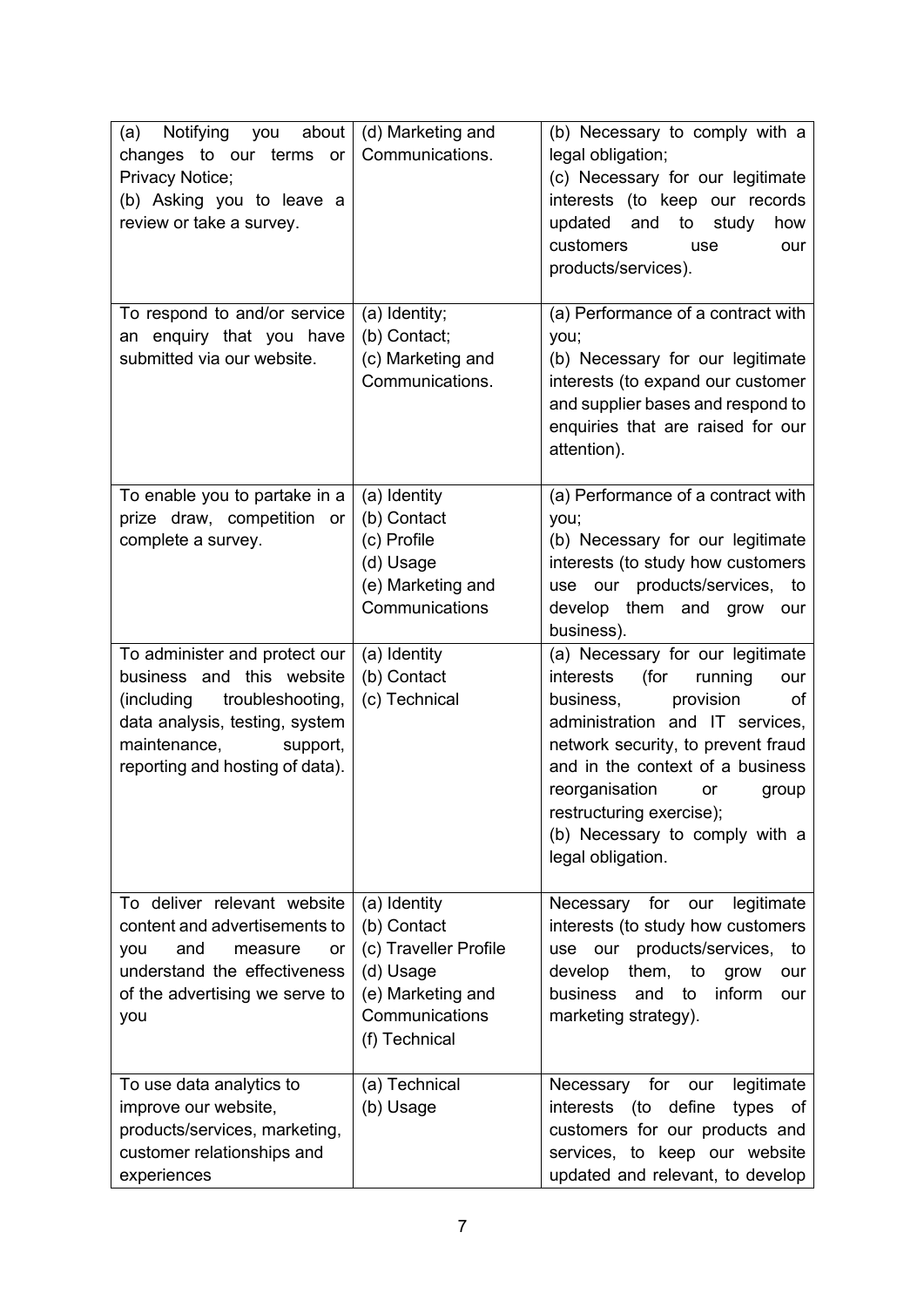| | | |
|---|---|---|
| (a) Notifying you about changes to our terms or Privacy Notice;<br>(b) Asking you to leave a review or take a survey. | (d) Marketing and Communications. | (b) Necessary to comply with a legal obligation;<br>(c) Necessary for our legitimate interests (to keep our records updated and to study how customers use our products/services). |
| To respond to and/or service an enquiry that you have submitted via our website. | (a) Identity;<br>(b) Contact;<br>(c) Marketing and Communications. | (a) Performance of a contract with you;<br>(b) Necessary for our legitimate interests (to expand our customer and supplier bases and respond to enquiries that are raised for our attention). |
| To enable you to partake in a prize draw, competition or complete a survey. | (a) Identity<br>(b) Contact<br>(c) Profile<br>(d) Usage<br>(e) Marketing and Communications | (a) Performance of a contract with you;<br>(b) Necessary for our legitimate interests (to study how customers use our products/services, to develop them and grow our business). |
| To administer and protect our business and this website (including troubleshooting, data analysis, testing, system maintenance, support, reporting and hosting of data). | (a) Identity<br>(b) Contact<br>(c) Technical | (a) Necessary for our legitimate interests (for running our business, provision of administration and IT services, network security, to prevent fraud and in the context of a business reorganisation or group restructuring exercise);<br>(b) Necessary to comply with a legal obligation. |
| To deliver relevant website content and advertisements to you and measure or understand the effectiveness of the advertising we serve to you | (a) Identity<br>(b) Contact<br>(c) Traveller Profile<br>(d) Usage<br>(e) Marketing and Communications<br>(f) Technical | Necessary for our legitimate interests (to study how customers use our products/services, to develop them, to grow our business and to inform our marketing strategy). |
| To use data analytics to improve our website, products/services, marketing, customer relationships and experiences | (a) Technical<br>(b) Usage | Necessary for our legitimate interests (to define types of customers for our products and services, to keep our website updated and relevant, to develop |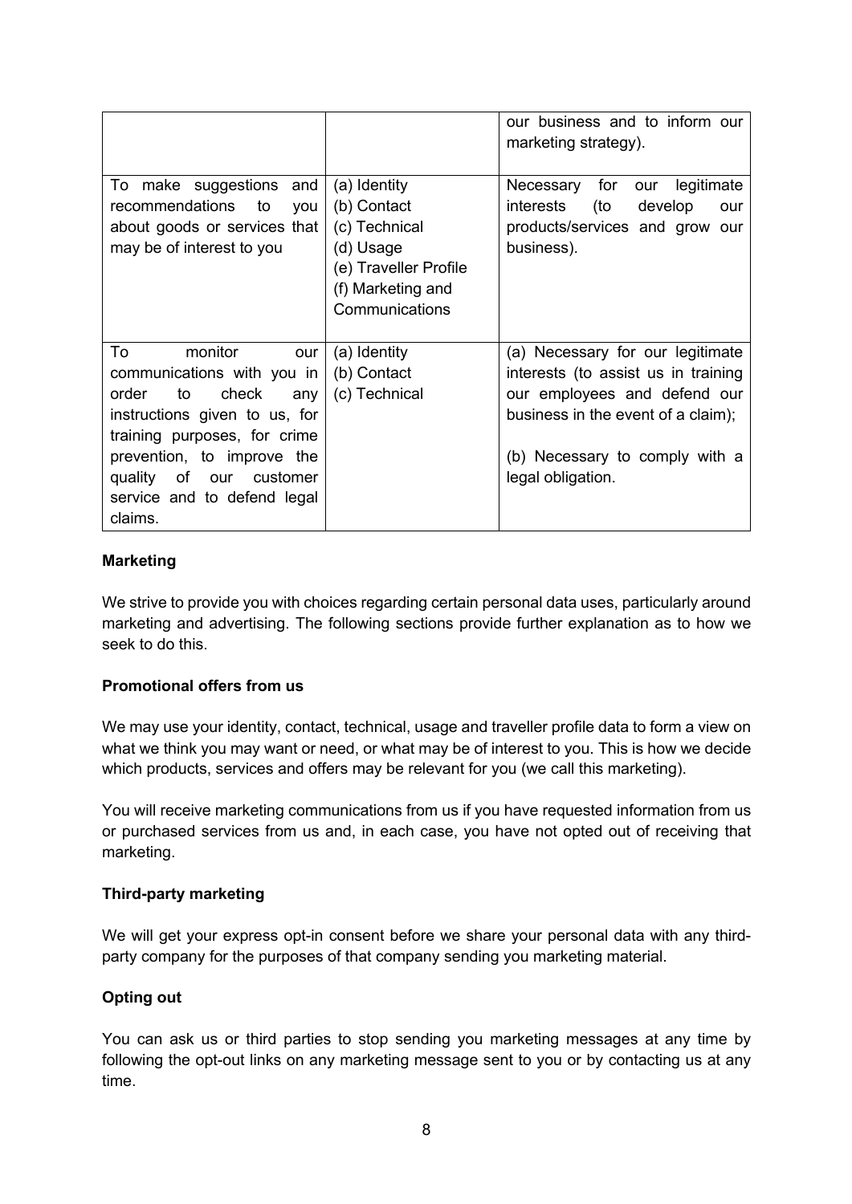| | | |
|---|---|---|
| | | our business and to inform our marketing strategy). |
| To make suggestions and recommendations to you about goods or services that may be of interest to you | (a) Identity<br>(b) Contact<br>(c) Technical<br>(d) Usage<br>(e) Traveller Profile<br>(f) Marketing and Communications | Necessary for our legitimate interests (to develop our products/services and grow our business). |
| To monitor our communications with you in order to check any instructions given to us, for training purposes, for crime prevention, to improve the quality of our customer service and to defend legal claims. | (a) Identity<br>(b) Contact<br>(c) Technical | (a) Necessary for our legitimate interests (to assist us in training our employees and defend our business in the event of a claim);<br><br>(b) Necessary to comply with a legal obligation. |

**Marketing**

We strive to provide you with choices regarding certain personal data uses, particularly around marketing and advertising. The following sections provide further explanation as to how we seek to do this.

**Promotional offers from us**

We may use your identity, contact, technical, usage and traveller profile data to form a view on what we think you may want or need, or what may be of interest to you. This is how we decide which products, services and offers may be relevant for you (we call this marketing).

You will receive marketing communications from us if you have requested information from us or purchased services from us and, in each case, you have not opted out of receiving that marketing.

**Third-party marketing**

We will get your express opt-in consent before we share your personal data with any third-party company for the purposes of that company sending you marketing material.

**Opting out**

You can ask us or third parties to stop sending you marketing messages at any time by following the opt-out links on any marketing message sent to you or by contacting us at any time.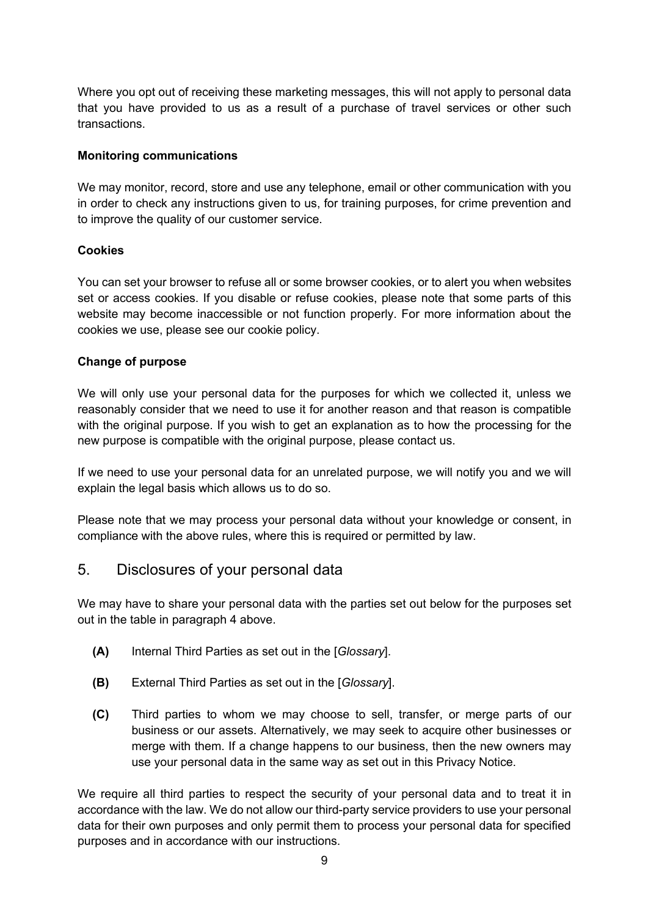Where you opt out of receiving these marketing messages, this will not apply to personal data that you have provided to us as a result of a purchase of travel services or other such transactions.

**Monitoring communications**

We may monitor, record, store and use any telephone, email or other communication with you in order to check any instructions given to us, for training purposes, for crime prevention and to improve the quality of our customer service.

**Cookies**

You can set your browser to refuse all or some browser cookies, or to alert you when websites set or access cookies. If you disable or refuse cookies, please note that some parts of this website may become inaccessible or not function properly. For more information about the cookies we use, please see our cookie policy.

**Change of purpose**

We will only use your personal data for the purposes for which we collected it, unless we reasonably consider that we need to use it for another reason and that reason is compatible with the original purpose. If you wish to get an explanation as to how the processing for the new purpose is compatible with the original purpose, please contact us.

If we need to use your personal data for an unrelated purpose, we will notify you and we will explain the legal basis which allows us to do so.

Please note that we may process your personal data without your knowledge or consent, in compliance with the above rules, where this is required or permitted by law.

## 5. Disclosures of your personal data

We may have to share your personal data with the parties set out below for the purposes set out in the table in paragraph 4 above.

**(A)** Internal Third Parties as set out in the [*Glossary*].

**(B)** External Third Parties as set out in the [*Glossary*].

**(C)** Third parties to whom we may choose to sell, transfer, or merge parts of our business or our assets. Alternatively, we may seek to acquire other businesses or merge with them. If a change happens to our business, then the new owners may use your personal data in the same way as set out in this Privacy Notice.

We require all third parties to respect the security of your personal data and to treat it in accordance with the law. We do not allow our third-party service providers to use your personal data for their own purposes and only permit them to process your personal data for specified purposes and in accordance with our instructions.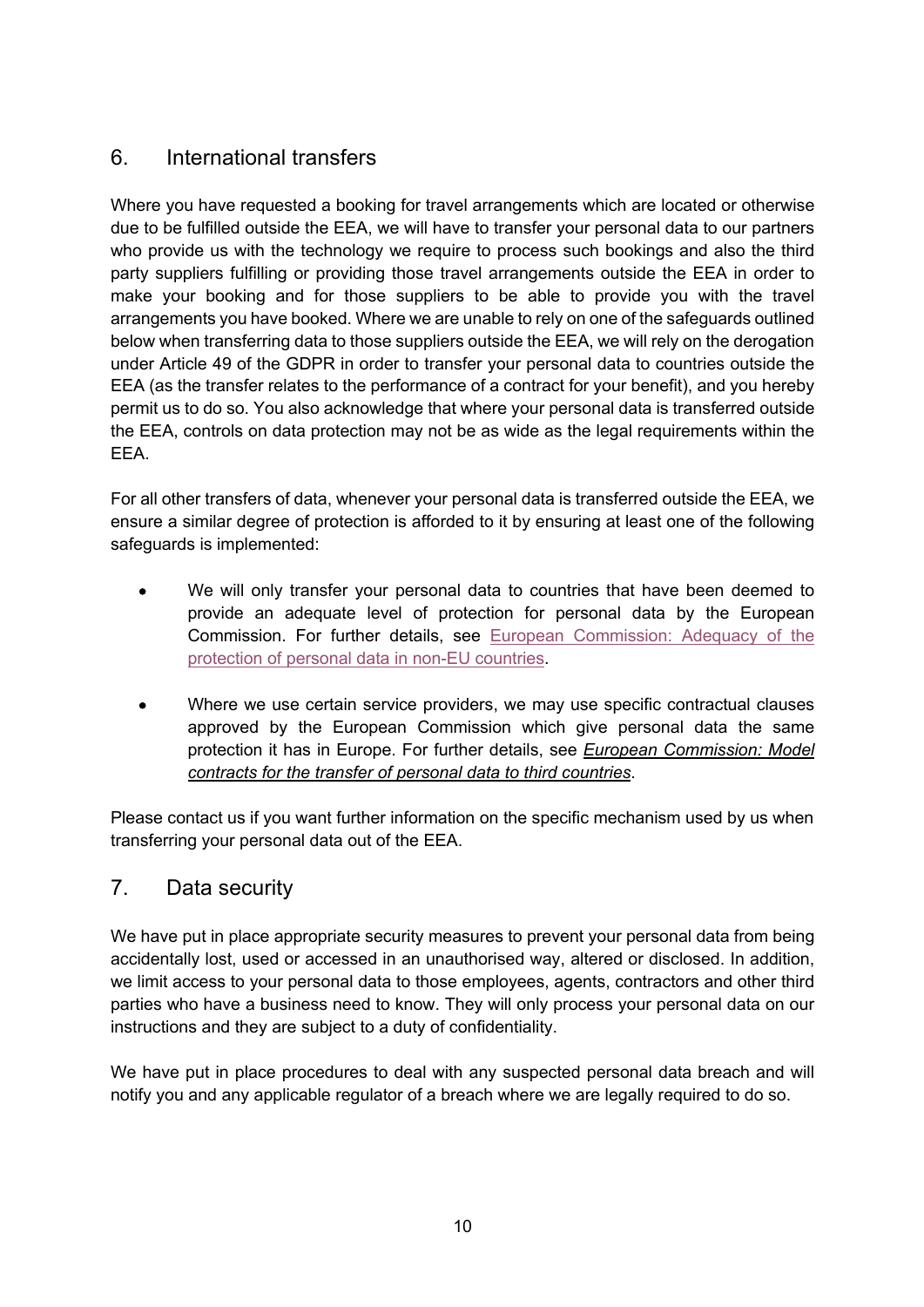## 6. International transfers

Where you have requested a booking for travel arrangements which are located or otherwise due to be fulfilled outside the EEA, we will have to transfer your personal data to our partners who provide us with the technology we require to process such bookings and also the third party suppliers fulfilling or providing those travel arrangements outside the EEA in order to make your booking and for those suppliers to be able to provide you with the travel arrangements you have booked. Where we are unable to rely on one of the safeguards outlined below when transferring data to those suppliers outside the EEA, we will rely on the derogation under Article 49 of the GDPR in order to transfer your personal data to countries outside the EEA (as the transfer relates to the performance of a contract for your benefit), and you hereby permit us to do so. You also acknowledge that where your personal data is transferred outside the EEA, controls on data protection may not be as wide as the legal requirements within the EEA.

For all other transfers of data, whenever your personal data is transferred outside the EEA, we ensure a similar degree of protection is afforded to it by ensuring at least one of the following safeguards is implemented:

- We will only transfer your personal data to countries that have been deemed to provide an adequate level of protection for personal data by the European Commission. For further details, see European Commission: Adequacy of the protection of personal data in non-EU countries.
- Where we use certain service providers, we may use specific contractual clauses approved by the European Commission which give personal data the same protection it has in Europe. For further details, see *European Commission: Model contracts for the transfer of personal data to third countries*.

Please contact us if you want further information on the specific mechanism used by us when transferring your personal data out of the EEA.

## 7. Data security

We have put in place appropriate security measures to prevent your personal data from being accidentally lost, used or accessed in an unauthorised way, altered or disclosed. In addition, we limit access to your personal data to those employees, agents, contractors and other third parties who have a business need to know. They will only process your personal data on our instructions and they are subject to a duty of confidentiality.

We have put in place procedures to deal with any suspected personal data breach and will notify you and any applicable regulator of a breach where we are legally required to do so.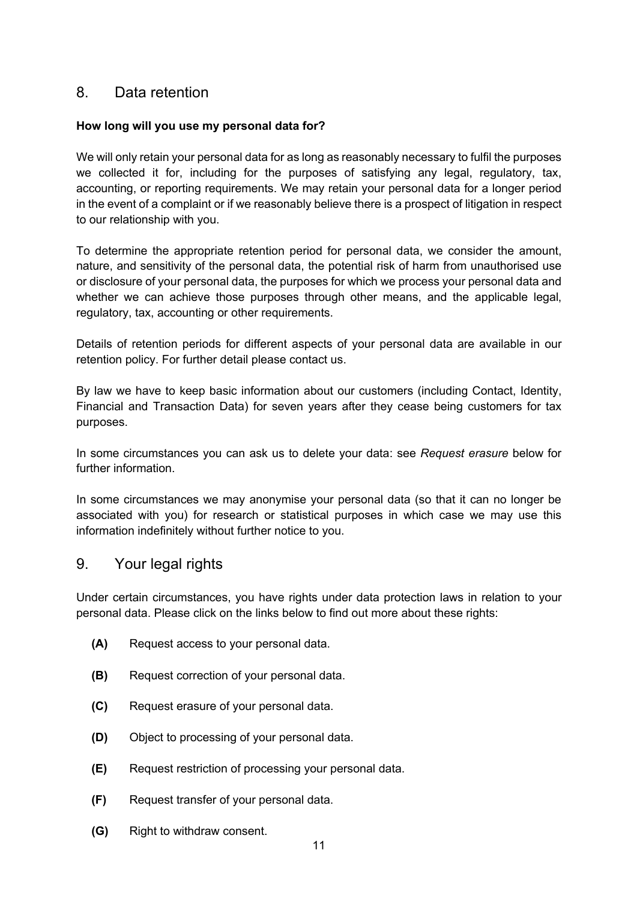## 8. Data retention

**How long will you use my personal data for?**

We will only retain your personal data for as long as reasonably necessary to fulfil the purposes we collected it for, including for the purposes of satisfying any legal, regulatory, tax, accounting, or reporting requirements. We may retain your personal data for a longer period in the event of a complaint or if we reasonably believe there is a prospect of litigation in respect to our relationship with you.

To determine the appropriate retention period for personal data, we consider the amount, nature, and sensitivity of the personal data, the potential risk of harm from unauthorised use or disclosure of your personal data, the purposes for which we process your personal data and whether we can achieve those purposes through other means, and the applicable legal, regulatory, tax, accounting or other requirements.

Details of retention periods for different aspects of your personal data are available in our retention policy. For further detail please contact us.

By law we have to keep basic information about our customers (including Contact, Identity, Financial and Transaction Data) for seven years after they cease being customers for tax purposes.

In some circumstances you can ask us to delete your data: see *Request erasure* below for further information.

In some circumstances we may anonymise your personal data (so that it can no longer be associated with you) for research or statistical purposes in which case we may use this information indefinitely without further notice to you.

## 9. Your legal rights

Under certain circumstances, you have rights under data protection laws in relation to your personal data. Please click on the links below to find out more about these rights:

- **(A)** Request access to your personal data.
- **(B)** Request correction of your personal data.
- **(C)** Request erasure of your personal data.
- **(D)** Object to processing of your personal data.
- **(E)** Request restriction of processing your personal data.
- **(F)** Request transfer of your personal data.
- **(G)** Right to withdraw consent.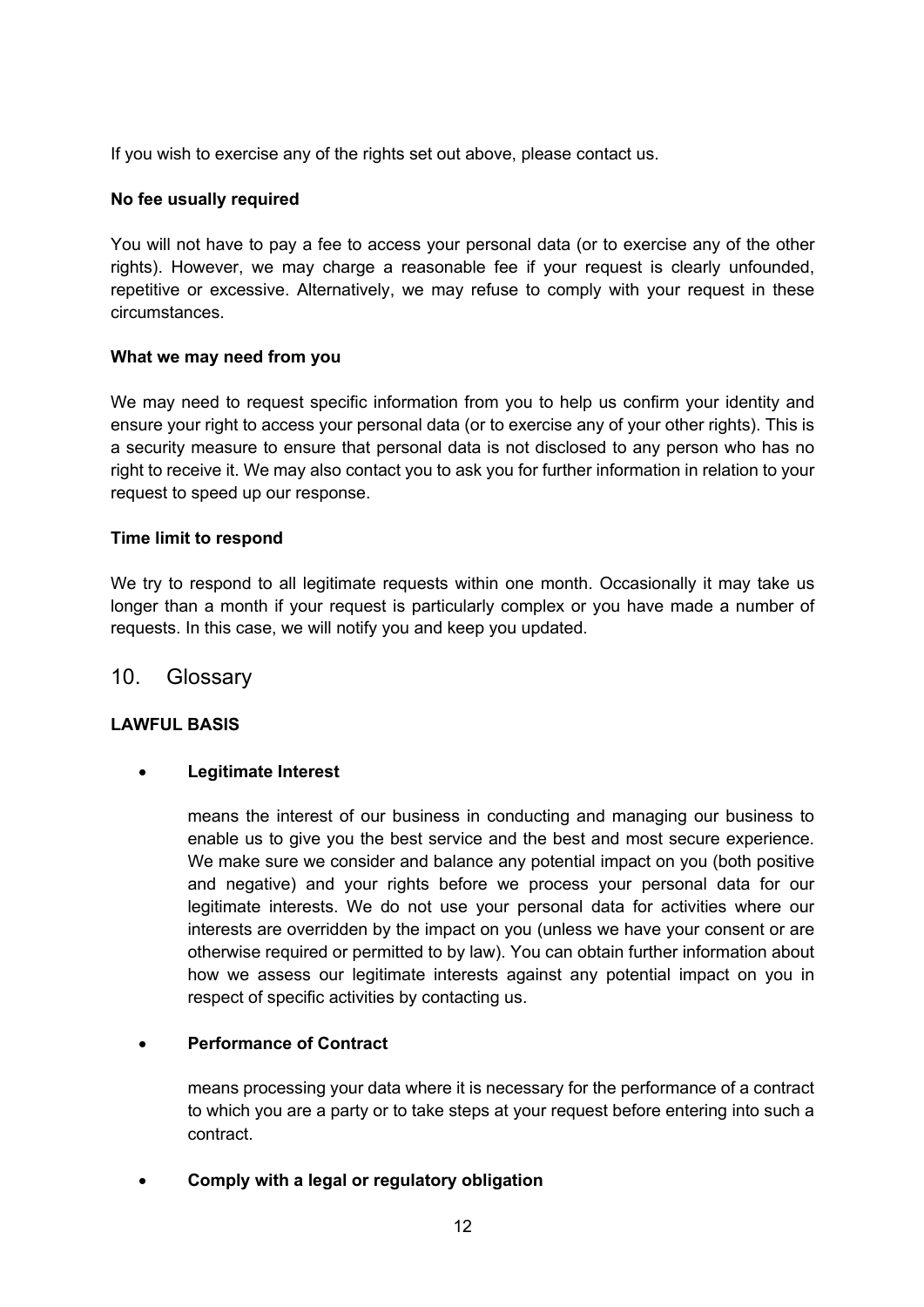If you wish to exercise any of the rights set out above, please contact us.

**No fee usually required**

You will not have to pay a fee to access your personal data (or to exercise any of the other rights). However, we may charge a reasonable fee if your request is clearly unfounded, repetitive or excessive. Alternatively, we may refuse to comply with your request in these circumstances.

**What we may need from you**

We may need to request specific information from you to help us confirm your identity and ensure your right to access your personal data (or to exercise any of your other rights). This is a security measure to ensure that personal data is not disclosed to any person who has no right to receive it. We may also contact you to ask you for further information in relation to your request to speed up our response.

**Time limit to respond**

We try to respond to all legitimate requests within one month. Occasionally it may take us longer than a month if your request is particularly complex or you have made a number of requests. In this case, we will notify you and keep you updated.

## 10. Glossary

**LAWFUL BASIS**

- **Legitimate Interest**

  means the interest of our business in conducting and managing our business to enable us to give you the best service and the best and most secure experience. We make sure we consider and balance any potential impact on you (both positive and negative) and your rights before we process your personal data for our legitimate interests. We do not use your personal data for activities where our interests are overridden by the impact on you (unless we have your consent or are otherwise required or permitted to by law). You can obtain further information about how we assess our legitimate interests against any potential impact on you in respect of specific activities by contacting us.

- **Performance of Contract**

  means processing your data where it is necessary for the performance of a contract to which you are a party or to take steps at your request before entering into such a contract.

- **Comply with a legal or regulatory obligation**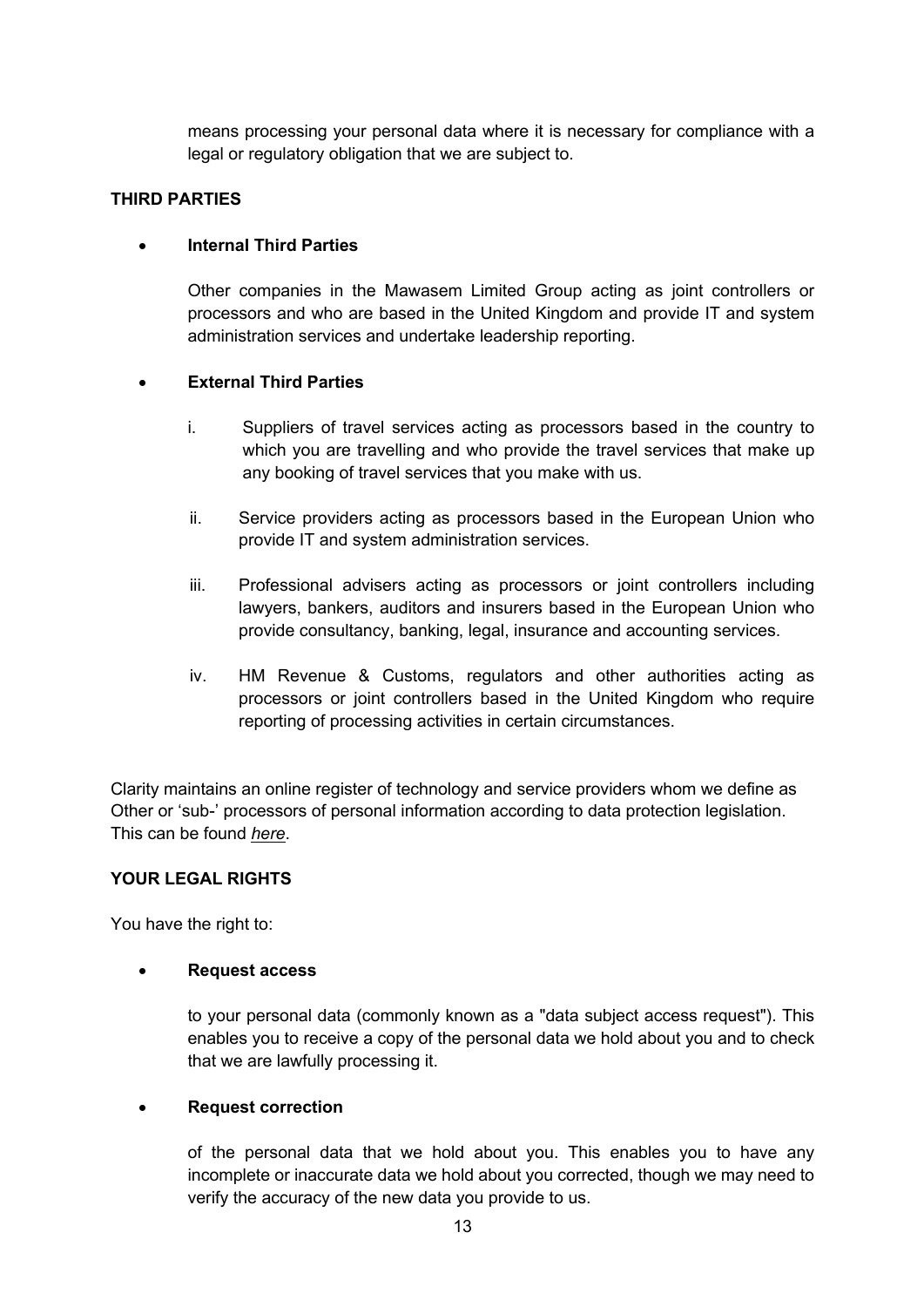means processing your personal data where it is necessary for compliance with a legal or regulatory obligation that we are subject to.

**THIRD PARTIES**

- **Internal Third Parties**

  Other companies in the Mawasem Limited Group acting as joint controllers or processors and who are based in the United Kingdom and provide IT and system administration services and undertake leadership reporting.

- **External Third Parties**

  i. Suppliers of travel services acting as processors based in the country to which you are travelling and who provide the travel services that make up any booking of travel services that you make with us.

  ii. Service providers acting as processors based in the European Union who provide IT and system administration services.

  iii. Professional advisers acting as processors or joint controllers including lawyers, bankers, auditors and insurers based in the European Union who provide consultancy, banking, legal, insurance and accounting services.

  iv. HM Revenue & Customs, regulators and other authorities acting as processors or joint controllers based in the United Kingdom who require reporting of processing activities in certain circumstances.

Clarity maintains an online register of technology and service providers whom we define as Other or 'sub-' processors of personal information according to data protection legislation. This can be found *here*.

**YOUR LEGAL RIGHTS**

You have the right to:

- **Request access**

  to your personal data (commonly known as a "data subject access request"). This enables you to receive a copy of the personal data we hold about you and to check that we are lawfully processing it.

- **Request correction**

  of the personal data that we hold about you. This enables you to have any incomplete or inaccurate data we hold about you corrected, though we may need to verify the accuracy of the new data you provide to us.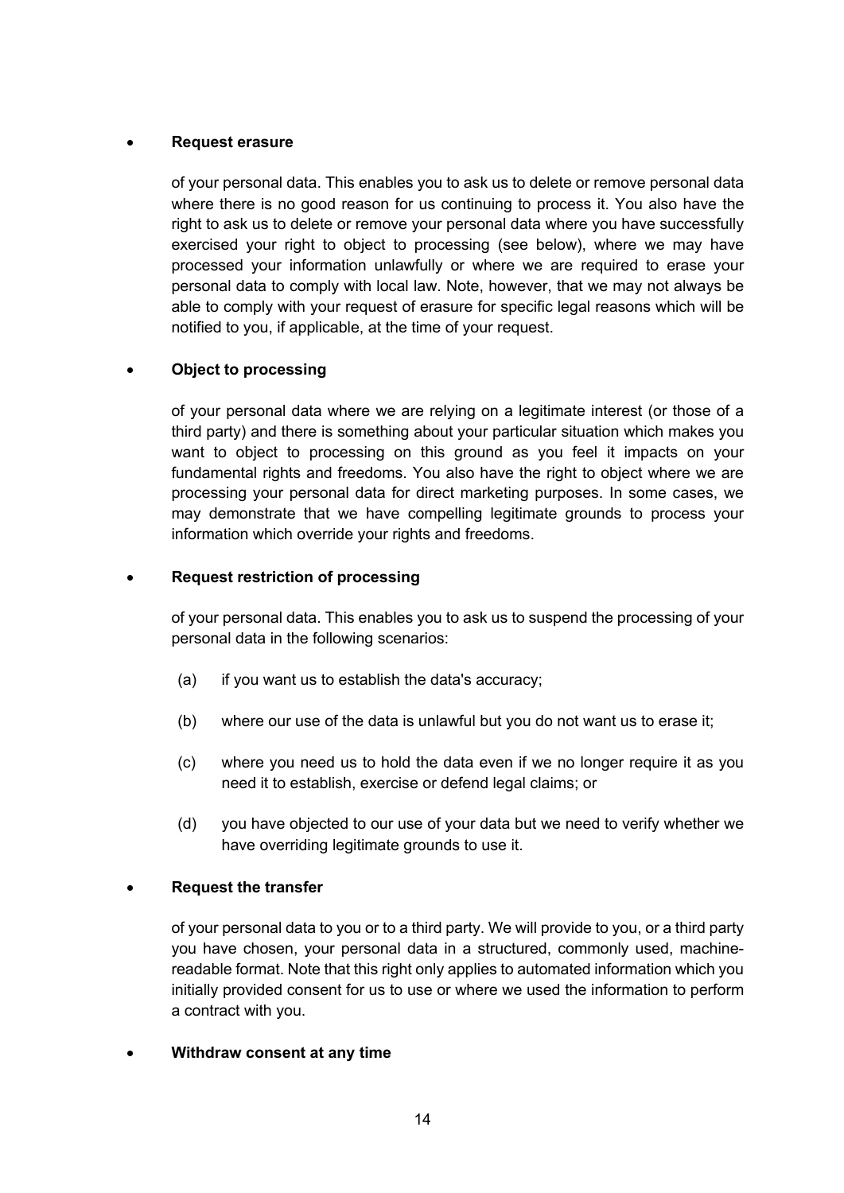- **Request erasure**

  of your personal data. This enables you to ask us to delete or remove personal data where there is no good reason for us continuing to process it. You also have the right to ask us to delete or remove your personal data where you have successfully exercised your right to object to processing (see below), where we may have processed your information unlawfully or where we are required to erase your personal data to comply with local law. Note, however, that we may not always be able to comply with your request of erasure for specific legal reasons which will be notified to you, if applicable, at the time of your request.

- **Object to processing**

  of your personal data where we are relying on a legitimate interest (or those of a third party) and there is something about your particular situation which makes you want to object to processing on this ground as you feel it impacts on your fundamental rights and freedoms. You also have the right to object where we are processing your personal data for direct marketing purposes. In some cases, we may demonstrate that we have compelling legitimate grounds to process your information which override your rights and freedoms.

- **Request restriction of processing**

  of your personal data. This enables you to ask us to suspend the processing of your personal data in the following scenarios:

  (a) if you want us to establish the data's accuracy;

  (b) where our use of the data is unlawful but you do not want us to erase it;

  (c) where you need us to hold the data even if we no longer require it as you need it to establish, exercise or defend legal claims; or

  (d) you have objected to our use of your data but we need to verify whether we have overriding legitimate grounds to use it.

- **Request the transfer**

  of your personal data to you or to a third party. We will provide to you, or a third party you have chosen, your personal data in a structured, commonly used, machine-readable format. Note that this right only applies to automated information which you initially provided consent for us to use or where we used the information to perform a contract with you.

- **Withdraw consent at any time**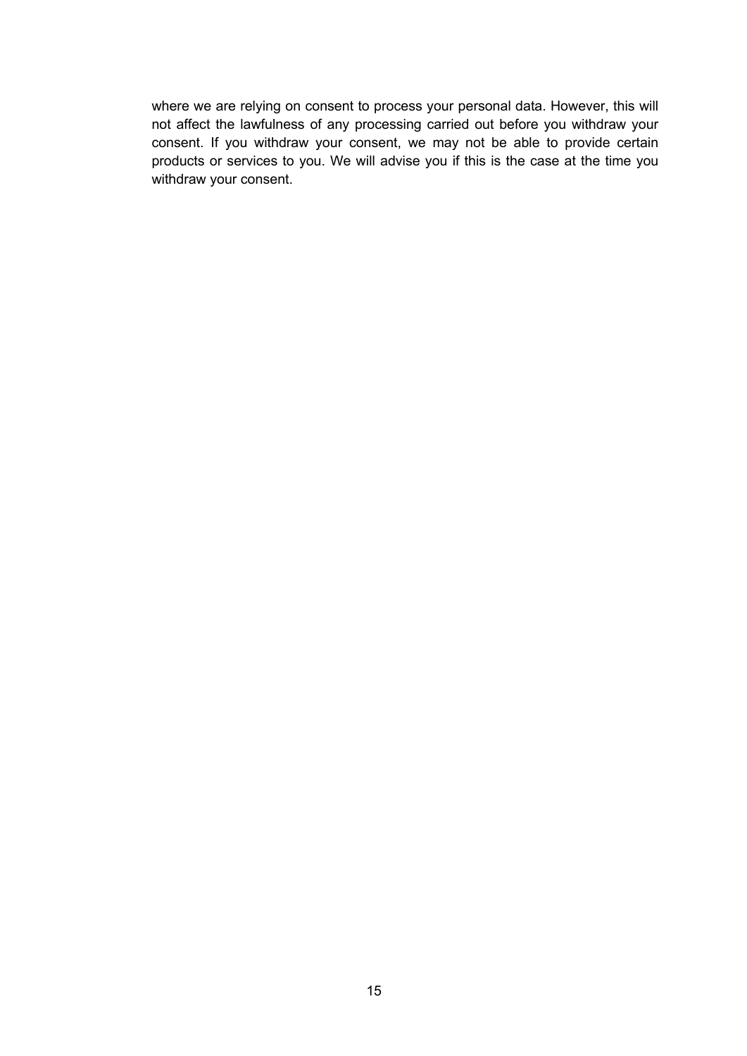where we are relying on consent to process your personal data. However, this will not affect the lawfulness of any processing carried out before you withdraw your consent. If you withdraw your consent, we may not be able to provide certain products or services to you. We will advise you if this is the case at the time you withdraw your consent.